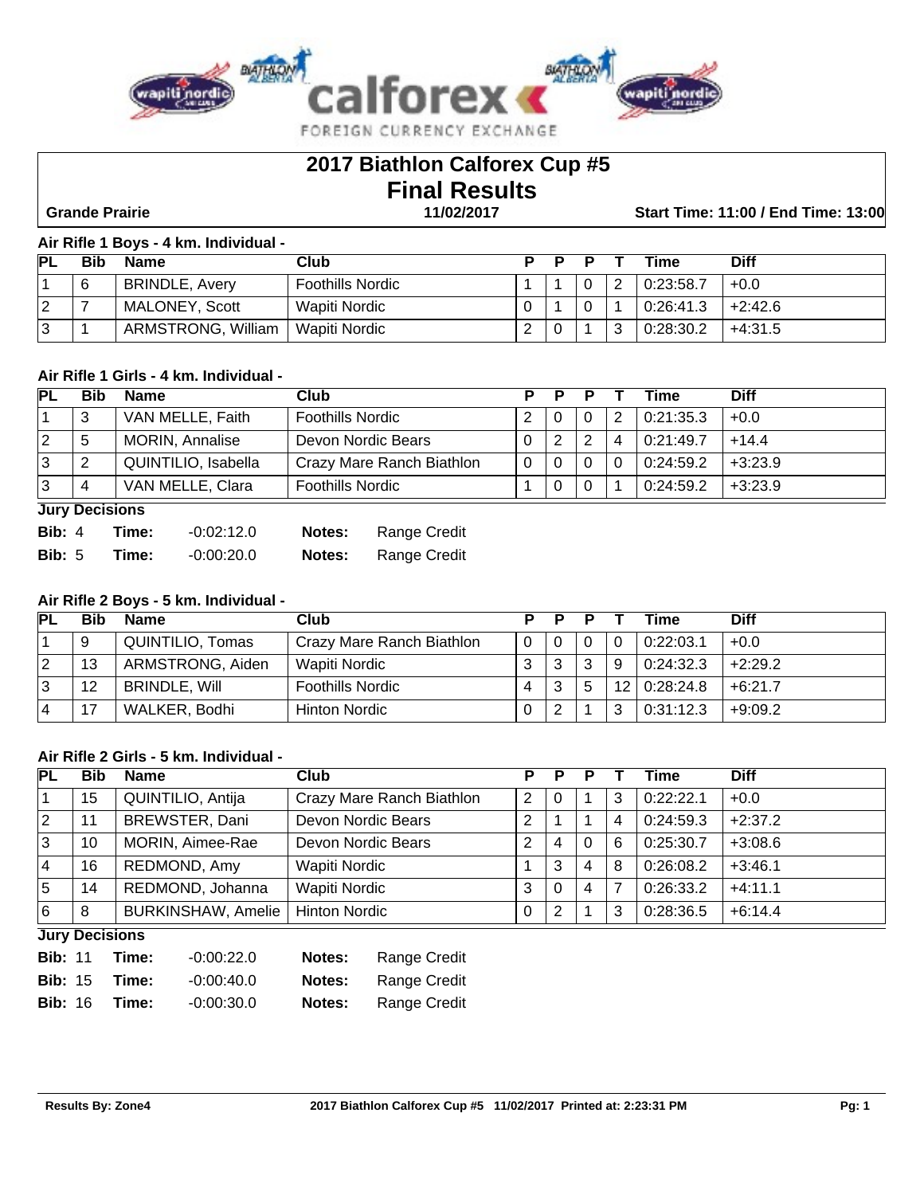# 2017 Biathlon Calforex Cup #5
# Final Results

**Grande Prairie** **11/02/2017** **Start Time: 11:00 / End Time: 13:00**

### Air Rifle 1 Boys - 4 km. Individual -

| PL | Bib | Name | Club | P | P | P | T | Time | Diff |
|---|---|---|---|---|---|---|---|---|---|
| 1 | 6 | BRINDLE, Avery | Foothills Nordic | 1 | 1 | 0 | 2 | 0:23:58.7 | +0.0 |
| 2 | 7 | MALONEY, Scott | Wapiti Nordic | 0 | 1 | 0 | 1 | 0:26:41.3 | +2:42.6 |
| 3 | 1 | ARMSTRONG, William | Wapiti Nordic | 2 | 0 | 1 | 3 | 0:28:30.2 | +4:31.5 |

### Air Rifle 1 Girls - 4 km. Individual -

| PL | Bib | Name | Club | P | P | P | T | Time | Diff |
|---|---|---|---|---|---|---|---|---|---|
| 1 | 3 | VAN MELLE, Faith | Foothills Nordic | 2 | 0 | 0 | 2 | 0:21:35.3 | +0.0 |
| 2 | 5 | MORIN, Annalise | Devon Nordic Bears | 0 | 2 | 2 | 4 | 0:21:49.7 | +14.4 |
| 3 | 2 | QUINTILIO, Isabella | Crazy Mare Ranch Biathlon | 0 | 0 | 0 | 0 | 0:24:59.2 | +3:23.9 |
| 3 | 4 | VAN MELLE, Clara | Foothills Nordic | 1 | 0 | 0 | 1 | 0:24:59.2 | +3:23.9 |

**Jury Decisions**

| Bib | Time | Notes |
|---|---|---|
| 4 | -0:02:12.0 | Range Credit |
| 5 | -0:00:20.0 | Range Credit |

### Air Rifle 2 Boys - 5 km. Individual -

| PL | Bib | Name | Club | P | P | P | T | Time | Diff |
|---|---|---|---|---|---|---|---|---|---|
| 1 | 9 | QUINTILIO, Tomas | Crazy Mare Ranch Biathlon | 0 | 0 | 0 | 0 | 0:22:03.1 | +0.0 |
| 2 | 13 | ARMSTRONG, Aiden | Wapiti Nordic | 3 | 3 | 3 | 9 | 0:24:32.3 | +2:29.2 |
| 3 | 12 | BRINDLE, Will | Foothills Nordic | 4 | 3 | 5 | 12 | 0:28:24.8 | +6:21.7 |
| 4 | 17 | WALKER, Bodhi | Hinton Nordic | 0 | 2 | 1 | 3 | 0:31:12.3 | +9:09.2 |

### Air Rifle 2 Girls - 5 km. Individual -

| PL | Bib | Name | Club | P | P | P | T | Time | Diff |
|---|---|---|---|---|---|---|---|---|---|
| 1 | 15 | QUINTILIO, Antija | Crazy Mare Ranch Biathlon | 2 | 0 | 1 | 3 | 0:22:22.1 | +0.0 |
| 2 | 11 | BREWSTER, Dani | Devon Nordic Bears | 2 | 1 | 1 | 4 | 0:24:59.3 | +2:37.2 |
| 3 | 10 | MORIN, Aimee-Rae | Devon Nordic Bears | 2 | 4 | 0 | 6 | 0:25:30.7 | +3:08.6 |
| 4 | 16 | REDMOND, Amy | Wapiti Nordic | 1 | 3 | 4 | 8 | 0:26:08.2 | +3:46.1 |
| 5 | 14 | REDMOND, Johanna | Wapiti Nordic | 3 | 0 | 4 | 7 | 0:26:33.2 | +4:11.1 |
| 6 | 8 | BURKINSHAW, Amelie | Hinton Nordic | 0 | 2 | 1 | 3 | 0:28:36.5 | +6:14.4 |

**Jury Decisions**

| Bib | Time | Notes |
|---|---|---|
| 11 | -0:00:22.0 | Range Credit |
| 15 | -0:00:40.0 | Range Credit |
| 16 | -0:00:30.0 | Range Credit |

Results By: Zone4 — 2017 Biathlon Calforex Cup #5 11/02/2017 Printed at: 2:23:31 PM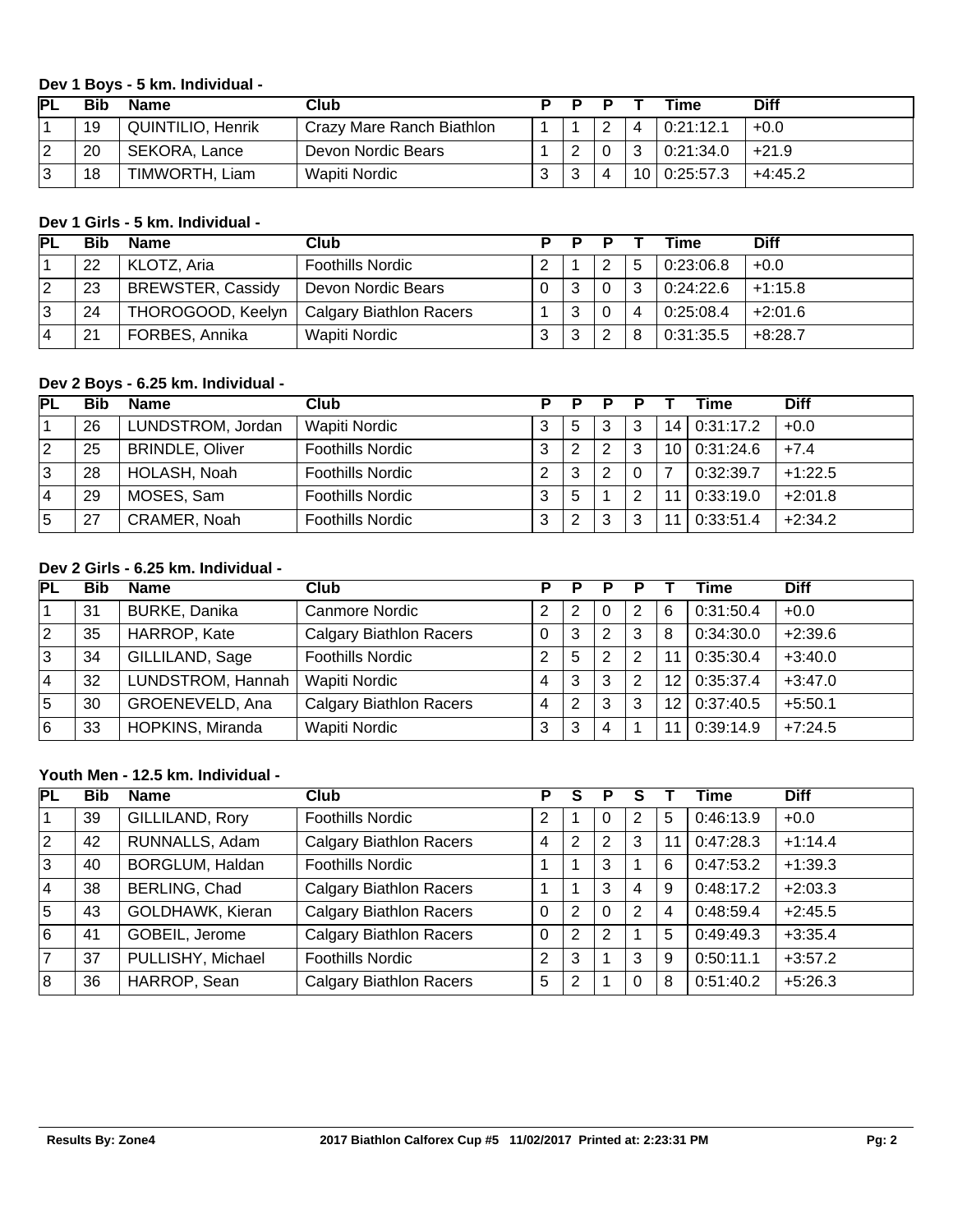### Dev 1 Boys - 5 km. Individual -

| PL | Bib | Name | Club | P | P | P | T | Time | Diff |
|---|---|---|---|---|---|---|---|---|---|
| 1 | 19 | QUINTILIO, Henrik | Crazy Mare Ranch Biathlon | 1 | 1 | 2 | 4 | 0:21:12.1 | +0.0 |
| 2 | 20 | SEKORA, Lance | Devon Nordic Bears | 1 | 2 | 0 | 3 | 0:21:34.0 | +21.9 |
| 3 | 18 | TIMWORTH, Liam | Wapiti Nordic | 3 | 3 | 4 | 10 | 0:25:57.3 | +4:45.2 |

### Dev 1 Girls - 5 km. Individual -

| PL | Bib | Name | Club | P | P | P | T | Time | Diff |
|---|---|---|---|---|---|---|---|---|---|
| 1 | 22 | KLOTZ, Aria | Foothills Nordic | 2 | 1 | 2 | 5 | 0:23:06.8 | +0.0 |
| 2 | 23 | BREWSTER, Cassidy | Devon Nordic Bears | 0 | 3 | 0 | 3 | 0:24:22.6 | +1:15.8 |
| 3 | 24 | THOROGOOD, Keelyn | Calgary Biathlon Racers | 1 | 3 | 0 | 4 | 0:25:08.4 | +2:01.6 |
| 4 | 21 | FORBES, Annika | Wapiti Nordic | 3 | 3 | 2 | 8 | 0:31:35.5 | +8:28.7 |

### Dev 2 Boys - 6.25 km. Individual -

| PL | Bib | Name | Club | P | P | P | P | T | Time | Diff |
|---|---|---|---|---|---|---|---|---|---|---|
| 1 | 26 | LUNDSTROM, Jordan | Wapiti Nordic | 3 | 5 | 3 | 3 | 14 | 0:31:17.2 | +0.0 |
| 2 | 25 | BRINDLE, Oliver | Foothills Nordic | 3 | 2 | 2 | 3 | 10 | 0:31:24.6 | +7.4 |
| 3 | 28 | HOLASH, Noah | Foothills Nordic | 2 | 3 | 2 | 0 | 7 | 0:32:39.7 | +1:22.5 |
| 4 | 29 | MOSES, Sam | Foothills Nordic | 3 | 5 | 1 | 2 | 11 | 0:33:19.0 | +2:01.8 |
| 5 | 27 | CRAMER, Noah | Foothills Nordic | 3 | 2 | 3 | 3 | 11 | 0:33:51.4 | +2:34.2 |

### Dev 2 Girls - 6.25 km. Individual -

| PL | Bib | Name | Club | P | P | P | P | T | Time | Diff |
|---|---|---|---|---|---|---|---|---|---|---|
| 1 | 31 | BURKE, Danika | Canmore Nordic | 2 | 2 | 0 | 2 | 6 | 0:31:50.4 | +0.0 |
| 2 | 35 | HARROP, Kate | Calgary Biathlon Racers | 0 | 3 | 2 | 3 | 8 | 0:34:30.0 | +2:39.6 |
| 3 | 34 | GILLILAND, Sage | Foothills Nordic | 2 | 5 | 2 | 2 | 11 | 0:35:30.4 | +3:40.0 |
| 4 | 32 | LUNDSTROM, Hannah | Wapiti Nordic | 4 | 3 | 3 | 2 | 12 | 0:35:37.4 | +3:47.0 |
| 5 | 30 | GROENEVELD, Ana | Calgary Biathlon Racers | 4 | 2 | 3 | 3 | 12 | 0:37:40.5 | +5:50.1 |
| 6 | 33 | HOPKINS, Miranda | Wapiti Nordic | 3 | 3 | 4 | 1 | 11 | 0:39:14.9 | +7:24.5 |

### Youth Men - 12.5 km. Individual -

| PL | Bib | Name | Club | P | S | P | S | T | Time | Diff |
|---|---|---|---|---|---|---|---|---|---|---|
| 1 | 39 | GILLILAND, Rory | Foothills Nordic | 2 | 1 | 0 | 2 | 5 | 0:46:13.9 | +0.0 |
| 2 | 42 | RUNNALLS, Adam | Calgary Biathlon Racers | 4 | 2 | 2 | 3 | 11 | 0:47:28.3 | +1:14.4 |
| 3 | 40 | BORGLUM, Haldan | Foothills Nordic | 1 | 1 | 3 | 1 | 6 | 0:47:53.2 | +1:39.3 |
| 4 | 38 | BERLING, Chad | Calgary Biathlon Racers | 1 | 1 | 3 | 4 | 9 | 0:48:17.2 | +2:03.3 |
| 5 | 43 | GOLDHAWK, Kieran | Calgary Biathlon Racers | 0 | 2 | 0 | 2 | 4 | 0:48:59.4 | +2:45.5 |
| 6 | 41 | GOBEIL, Jerome | Calgary Biathlon Racers | 0 | 2 | 2 | 1 | 5 | 0:49:49.3 | +3:35.4 |
| 7 | 37 | PULLISHY, Michael | Foothills Nordic | 2 | 3 | 1 | 3 | 9 | 0:50:11.1 | +3:57.2 |
| 8 | 36 | HARROP, Sean | Calgary Biathlon Racers | 5 | 2 | 1 | 0 | 8 | 0:51:40.2 | +5:26.3 |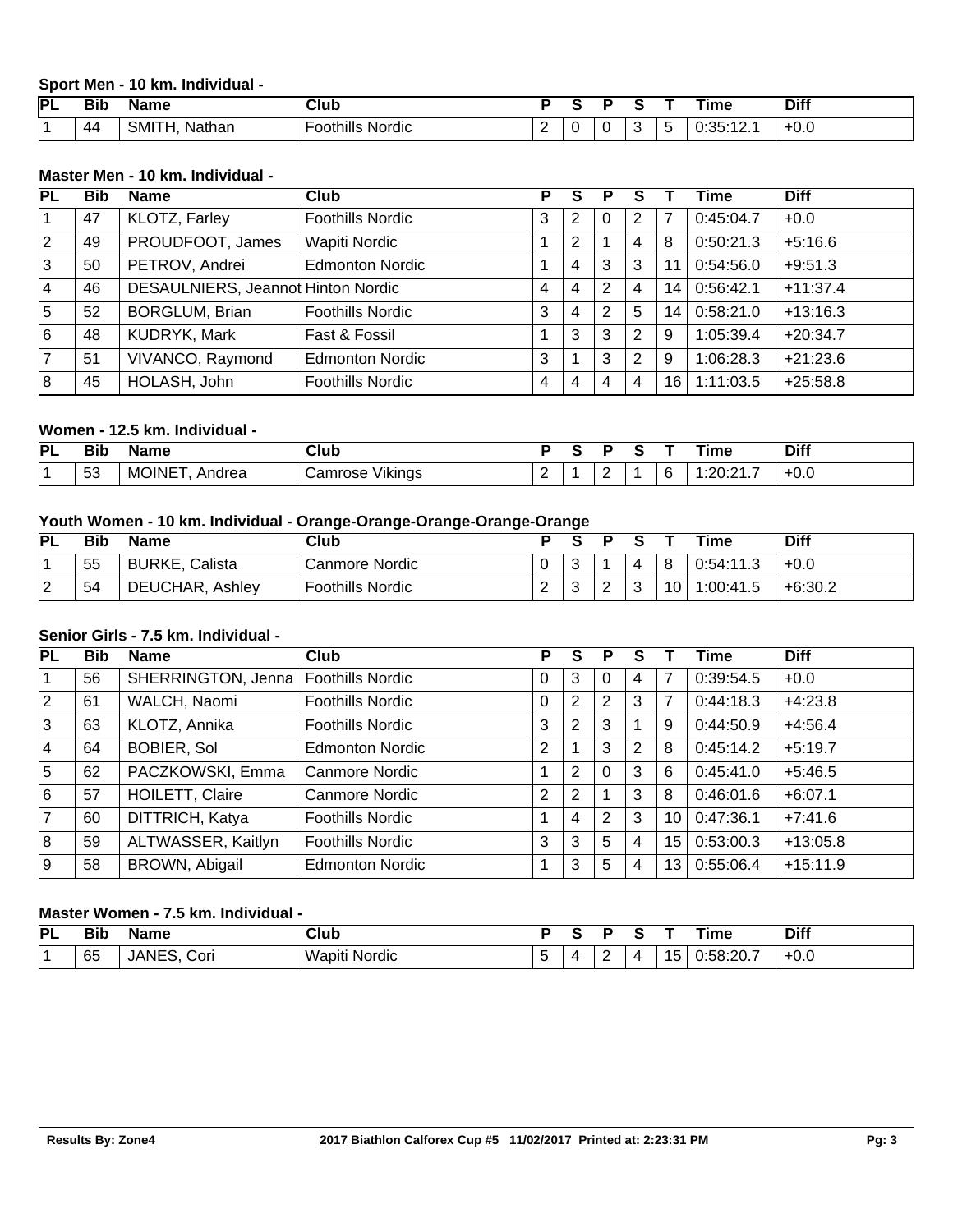### Sport Men - 10 km. Individual -

| PL | Bib | Name | Club | P | S | P | S | T | Time | Diff |
|---|---|---|---|---|---|---|---|---|---|---|
| 1 | 44 | SMITH, Nathan | Foothills Nordic | 2 | 0 | 0 | 3 | 5 | 0:35:12.1 | +0.0 |

### Master Men - 10 km. Individual -

| PL | Bib | Name | Club | P | S | P | S | T | Time | Diff |
|---|---|---|---|---|---|---|---|---|---|---|
| 1 | 47 | KLOTZ, Farley | Foothills Nordic | 3 | 2 | 0 | 2 | 7 | 0:45:04.7 | +0.0 |
| 2 | 49 | PROUDFOOT, James | Wapiti Nordic | 1 | 2 | 1 | 4 | 8 | 0:50:21.3 | +5:16.6 |
| 3 | 50 | PETROV, Andrei | Edmonton Nordic | 1 | 4 | 3 | 3 | 11 | 0:54:56.0 | +9:51.3 |
| 4 | 46 | DESAULNIERS, Jeannot | Hinton Nordic | 4 | 4 | 2 | 4 | 14 | 0:56:42.1 | +11:37.4 |
| 5 | 52 | BORGLUM, Brian | Foothills Nordic | 3 | 4 | 2 | 5 | 14 | 0:58:21.0 | +13:16.3 |
| 6 | 48 | KUDRYK, Mark | Fast & Fossil | 1 | 3 | 3 | 2 | 9 | 1:05:39.4 | +20:34.7 |
| 7 | 51 | VIVANCO, Raymond | Edmonton Nordic | 3 | 1 | 3 | 2 | 9 | 1:06:28.3 | +21:23.6 |
| 8 | 45 | HOLASH, John | Foothills Nordic | 4 | 4 | 4 | 4 | 16 | 1:11:03.5 | +25:58.8 |

### Women - 12.5 km. Individual -

| PL | Bib | Name | Club | P | S | P | S | T | Time | Diff |
|---|---|---|---|---|---|---|---|---|---|---|
| 1 | 53 | MOINET, Andrea | Camrose Vikings | 2 | 1 | 2 | 1 | 6 | 1:20:21.7 | +0.0 |

### Youth Women - 10 km. Individual - Orange-Orange-Orange-Orange-Orange

| PL | Bib | Name | Club | P | S | P | S | T | Time | Diff |
|---|---|---|---|---|---|---|---|---|---|---|
| 1 | 55 | BURKE, Calista | Canmore Nordic | 0 | 3 | 1 | 4 | 8 | 0:54:11.3 | +0.0 |
| 2 | 54 | DEUCHAR, Ashley | Foothills Nordic | 2 | 3 | 2 | 3 | 10 | 1:00:41.5 | +6:30.2 |

### Senior Girls - 7.5 km. Individual -

| PL | Bib | Name | Club | P | S | P | S | T | Time | Diff |
|---|---|---|---|---|---|---|---|---|---|---|
| 1 | 56 | SHERRINGTON, Jenna | Foothills Nordic | 0 | 3 | 0 | 4 | 7 | 0:39:54.5 | +0.0 |
| 2 | 61 | WALCH, Naomi | Foothills Nordic | 0 | 2 | 2 | 3 | 7 | 0:44:18.3 | +4:23.8 |
| 3 | 63 | KLOTZ, Annika | Foothills Nordic | 3 | 2 | 3 | 1 | 9 | 0:44:50.9 | +4:56.4 |
| 4 | 64 | BOBIER, Sol | Edmonton Nordic | 2 | 1 | 3 | 2 | 8 | 0:45:14.2 | +5:19.7 |
| 5 | 62 | PACZKOWSKI, Emma | Canmore Nordic | 1 | 2 | 0 | 3 | 6 | 0:45:41.0 | +5:46.5 |
| 6 | 57 | HOILETT, Claire | Canmore Nordic | 2 | 2 | 1 | 3 | 8 | 0:46:01.6 | +6:07.1 |
| 7 | 60 | DITTRICH, Katya | Foothills Nordic | 1 | 4 | 2 | 3 | 10 | 0:47:36.1 | +7:41.6 |
| 8 | 59 | ALTWASSER, Kaitlyn | Foothills Nordic | 3 | 3 | 5 | 4 | 15 | 0:53:00.3 | +13:05.8 |
| 9 | 58 | BROWN, Abigail | Edmonton Nordic | 1 | 3 | 5 | 4 | 13 | 0:55:06.4 | +15:11.9 |

### Master Women - 7.5 km. Individual -

| PL | Bib | Name | Club | P | S | P | S | T | Time | Diff |
|---|---|---|---|---|---|---|---|---|---|---|
| 1 | 65 | JANES, Cori | Wapiti Nordic | 5 | 4 | 2 | 4 | 15 | 0:58:20.7 | +0.0 |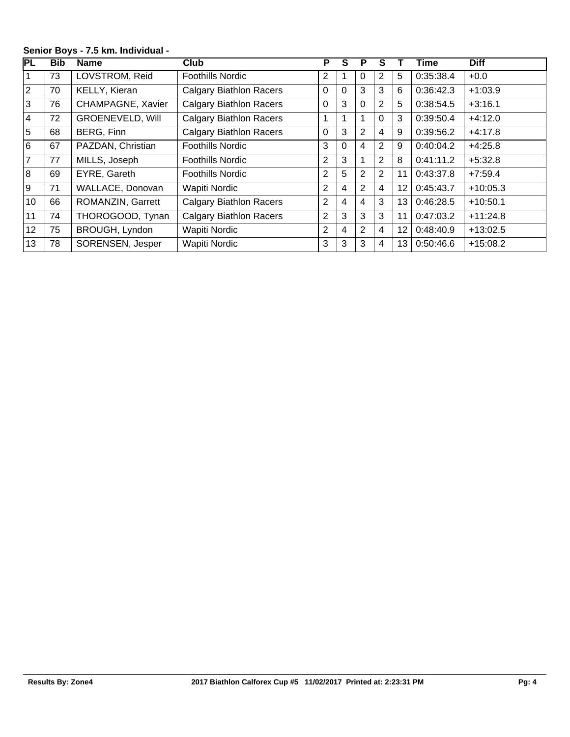**Senior Boys - 7.5 km. Individual -**

| PL | Bib | Name | Club | P | S | P | S | T | Time | Diff |
|---|---|---|---|---|---|---|---|---|---|---|
| 1 | 73 | LOVSTROM, Reid | Foothills Nordic | 2 | 1 | 0 | 2 | 5 | 0:35:38.4 | +0.0 |
| 2 | 70 | KELLY, Kieran | Calgary Biathlon Racers | 0 | 0 | 3 | 3 | 6 | 0:36:42.3 | +1:03.9 |
| 3 | 76 | CHAMPAGNE, Xavier | Calgary Biathlon Racers | 0 | 3 | 0 | 2 | 5 | 0:38:54.5 | +3:16.1 |
| 4 | 72 | GROENEVELD, Will | Calgary Biathlon Racers | 1 | 1 | 1 | 0 | 3 | 0:39:50.4 | +4:12.0 |
| 5 | 68 | BERG, Finn | Calgary Biathlon Racers | 0 | 3 | 2 | 4 | 9 | 0:39:56.2 | +4:17.8 |
| 6 | 67 | PAZDAN, Christian | Foothills Nordic | 3 | 0 | 4 | 2 | 9 | 0:40:04.2 | +4:25.8 |
| 7 | 77 | MILLS, Joseph | Foothills Nordic | 2 | 3 | 1 | 2 | 8 | 0:41:11.2 | +5:32.8 |
| 8 | 69 | EYRE, Gareth | Foothills Nordic | 2 | 5 | 2 | 2 | 11 | 0:43:37.8 | +7:59.4 |
| 9 | 71 | WALLACE, Donovan | Wapiti Nordic | 2 | 4 | 2 | 4 | 12 | 0:45:43.7 | +10:05.3 |
| 10 | 66 | ROMANZIN, Garrett | Calgary Biathlon Racers | 2 | 4 | 4 | 3 | 13 | 0:46:28.5 | +10:50.1 |
| 11 | 74 | THOROGOOD, Tynan | Calgary Biathlon Racers | 2 | 3 | 3 | 3 | 11 | 0:47:03.2 | +11:24.8 |
| 12 | 75 | BROUGH, Lyndon | Wapiti Nordic | 2 | 4 | 2 | 4 | 12 | 0:48:40.9 | +13:02.5 |
| 13 | 78 | SORENSEN, Jesper | Wapiti Nordic | 3 | 3 | 3 | 4 | 13 | 0:50:46.6 | +15:08.2 |